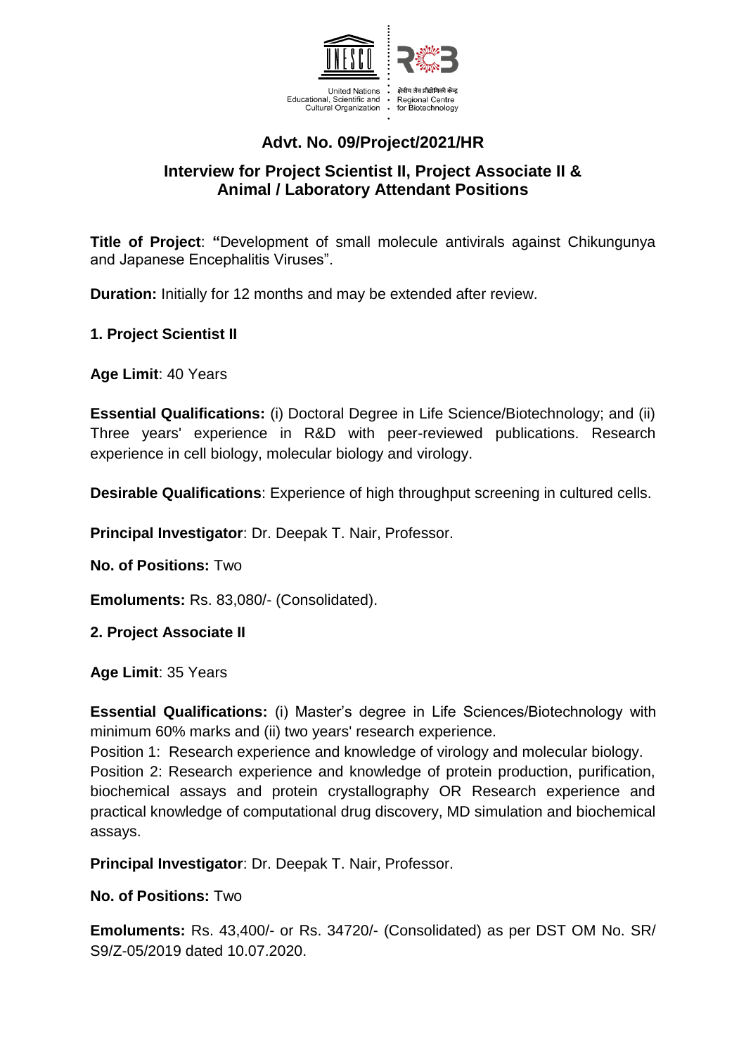United Nations Educational, Scientific and Cultural Organization

क्षेत्रीय जैव प्रौद्योगिकी केन्द्र
Regional Centre for Biotechnology

## Advt. No. 09/Project/2021/HR

## Interview for Project Scientist II, Project Associate II & Animal / Laboratory Attendant Positions

**Title of Project**: **"**Development of small molecule antivirals against Chikungunya and Japanese Encephalitis Viruses".

**Duration:** Initially for 12 months and may be extended after review.

### 1. Project Scientist II

**Age Limit**: 40 Years

**Essential Qualifications:** (i) Doctoral Degree in Life Science/Biotechnology; and (ii) Three years' experience in R&D with peer-reviewed publications. Research experience in cell biology, molecular biology and virology.

**Desirable Qualifications**: Experience of high throughput screening in cultured cells.

**Principal Investigator**: Dr. Deepak T. Nair, Professor.

**No. of Positions:** Two

**Emoluments:** Rs. 83,080/- (Consolidated).

### 2. Project Associate II

**Age Limit**: 35 Years

**Essential Qualifications:** (i) Master's degree in Life Sciences/Biotechnology with minimum 60% marks and (ii) two years' research experience.

Position 1: Research experience and knowledge of virology and molecular biology.

Position 2: Research experience and knowledge of protein production, purification, biochemical assays and protein crystallography OR Research experience and practical knowledge of computational drug discovery, MD simulation and biochemical assays.

**Principal Investigator**: Dr. Deepak T. Nair, Professor.

**No. of Positions:** Two

**Emoluments:** Rs. 43,400/- or Rs. 34720/- (Consolidated) as per DST OM No. SR/ S9/Z-05/2019 dated 10.07.2020.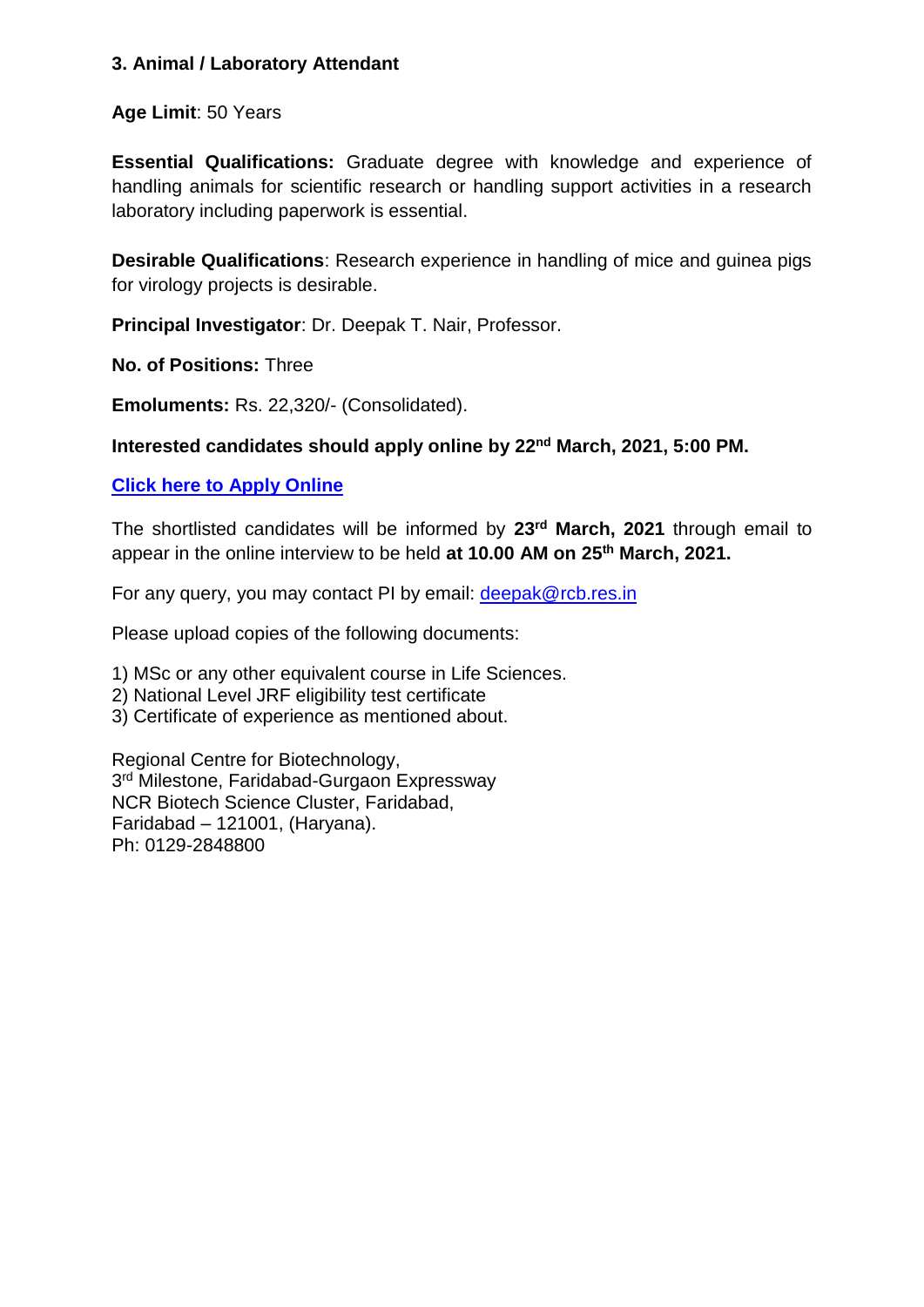### 3. Animal / Laboratory Attendant

**Age Limit**: 50 Years

**Essential Qualifications:** Graduate degree with knowledge and experience of handling animals for scientific research or handling support activities in a research laboratory including paperwork is essential.

**Desirable Qualifications**: Research experience in handling of mice and guinea pigs for virology projects is desirable.

**Principal Investigator**: Dr. Deepak T. Nair, Professor.

**No. of Positions:** Three

**Emoluments:** Rs. 22,320/- (Consolidated).

**Interested candidates should apply online by 22nd March, 2021, 5:00 PM.**

**Click here to Apply Online**

The shortlisted candidates will be informed by **23rd March, 2021** through email to appear in the online interview to be held **at 10.00 AM on 25th March, 2021.**

For any query, you may contact PI by email: deepak@rcb.res.in

Please upload copies of the following documents:

1) MSc or any other equivalent course in Life Sciences.
2) National Level JRF eligibility test certificate
3) Certificate of experience as mentioned about.

Regional Centre for Biotechnology,
3rd Milestone, Faridabad-Gurgaon Expressway
NCR Biotech Science Cluster, Faridabad,
Faridabad – 121001, (Haryana).
Ph: 0129-2848800